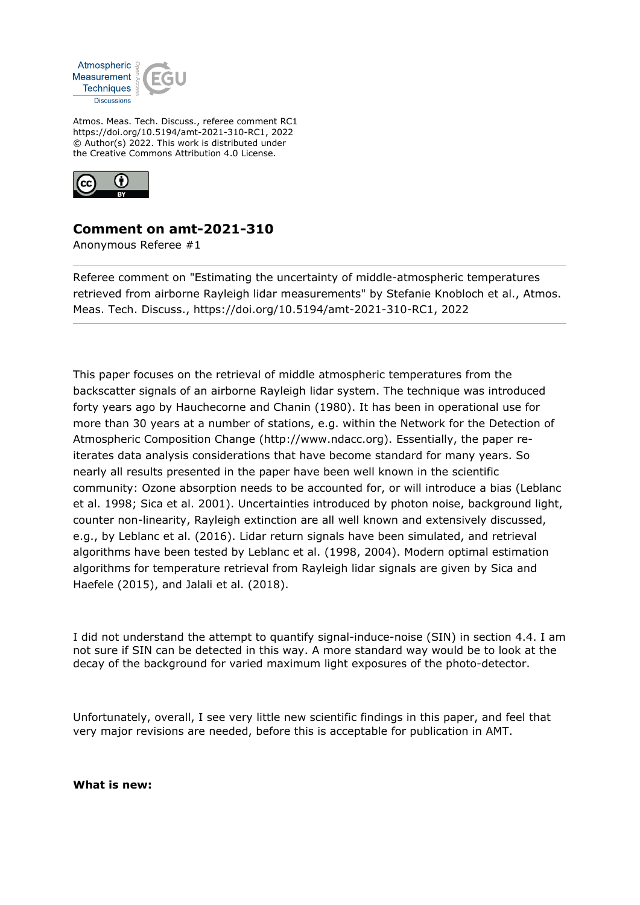Atmos. Meas. Tech. Discuss., referee comment RC1
https://doi.org/10.5194/amt-2021-310-RC1, 2022
© Author(s) 2022. This work is distributed under
the Creative Commons Attribution 4.0 License.

## Comment on amt-2021-310

Anonymous Referee #1

Referee comment on "Estimating the uncertainty of middle-atmospheric temperatures retrieved from airborne Rayleigh lidar measurements" by Stefanie Knobloch et al., Atmos. Meas. Tech. Discuss., https://doi.org/10.5194/amt-2021-310-RC1, 2022

---

This paper focuses on the retrieval of middle atmospheric temperatures from the backscatter signals of an airborne Rayleigh lidar system. The technique was introduced forty years ago by Hauchecorne and Chanin (1980). It has been in operational use for more than 30 years at a number of stations, e.g. within the Network for the Detection of Atmospheric Composition Change (http://www.ndacc.org). Essentially, the paper re-iterates data analysis considerations that have become standard for many years. So nearly all results presented in the paper have been well known in the scientific community: Ozone absorption needs to be accounted for, or will introduce a bias (Leblanc et al. 1998; Sica et al. 2001). Uncertainties introduced by photon noise, background light, counter non-linearity, Rayleigh extinction are all well known and extensively discussed, e.g., by Leblanc et al. (2016). Lidar return signals have been simulated, and retrieval algorithms have been tested by Leblanc et al. (1998, 2004). Modern optimal estimation algorithms for temperature retrieval from Rayleigh lidar signals are given by Sica and Haefele (2015), and Jalali et al. (2018).

I did not understand the attempt to quantify signal-induce-noise (SIN) in section 4.4. I am not sure if SIN can be detected in this way. A more standard way would be to look at the decay of the background for varied maximum light exposures of the photo-detector.

Unfortunately, overall, I see very little new scientific findings in this paper, and feel that very major revisions are needed, before this is acceptable for publication in AMT.

**What is new:**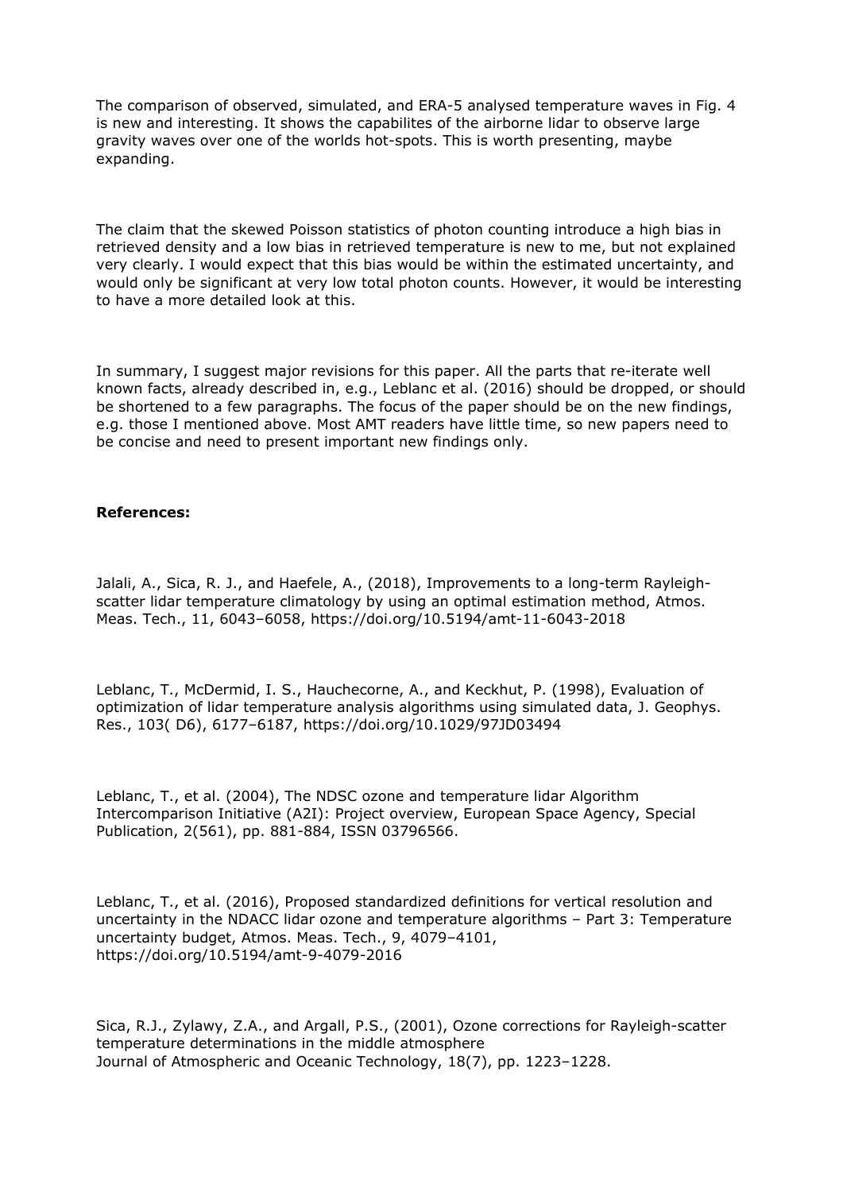The comparison of observed, simulated, and ERA-5 analysed temperature waves in Fig. 4 is new and interesting. It shows the capabilites of the airborne lidar to observe large gravity waves over one of the worlds hot-spots. This is worth presenting, maybe expanding.

The claim that the skewed Poisson statistics of photon counting introduce a high bias in retrieved density and a low bias in retrieved temperature is new to me, but not explained very clearly. I would expect that this bias would be within the estimated uncertainty, and would only be significant at very low total photon counts. However, it would be interesting to have a more detailed look at this.

In summary, I suggest major revisions for this paper. All the parts that re-iterate well known facts, already described in, e.g., Leblanc et al. (2016) should be dropped, or should be shortened to a few paragraphs. The focus of the paper should be on the new findings, e.g. those I mentioned above. Most AMT readers have little time, so new papers need to be concise and need to present important new findings only.

**References:**

Jalali, A., Sica, R. J., and Haefele, A., (2018), Improvements to a long-term Rayleigh-scatter lidar temperature climatology by using an optimal estimation method, Atmos. Meas. Tech., 11, 6043–6058, https://doi.org/10.5194/amt-11-6043-2018

Leblanc, T., McDermid, I. S., Hauchecorne, A., and Keckhut, P. (1998), Evaluation of optimization of lidar temperature analysis algorithms using simulated data, J. Geophys. Res., 103( D6), 6177–6187, https://doi.org/10.1029/97JD03494

Leblanc, T., et al. (2004), The NDSC ozone and temperature lidar Algorithm Intercomparison Initiative (A2I): Project overview, European Space Agency, Special Publication, 2(561), pp. 881-884, ISSN 03796566.

Leblanc, T., et al. (2016), Proposed standardized definitions for vertical resolution and uncertainty in the NDACC lidar ozone and temperature algorithms – Part 3: Temperature uncertainty budget, Atmos. Meas. Tech., 9, 4079–4101, https://doi.org/10.5194/amt-9-4079-2016

Sica, R.J., Zylawy, Z.A., and Argall, P.S., (2001), Ozone corrections for Rayleigh-scatter temperature determinations in the middle atmosphere
Journal of Atmospheric and Oceanic Technology, 18(7), pp. 1223–1228.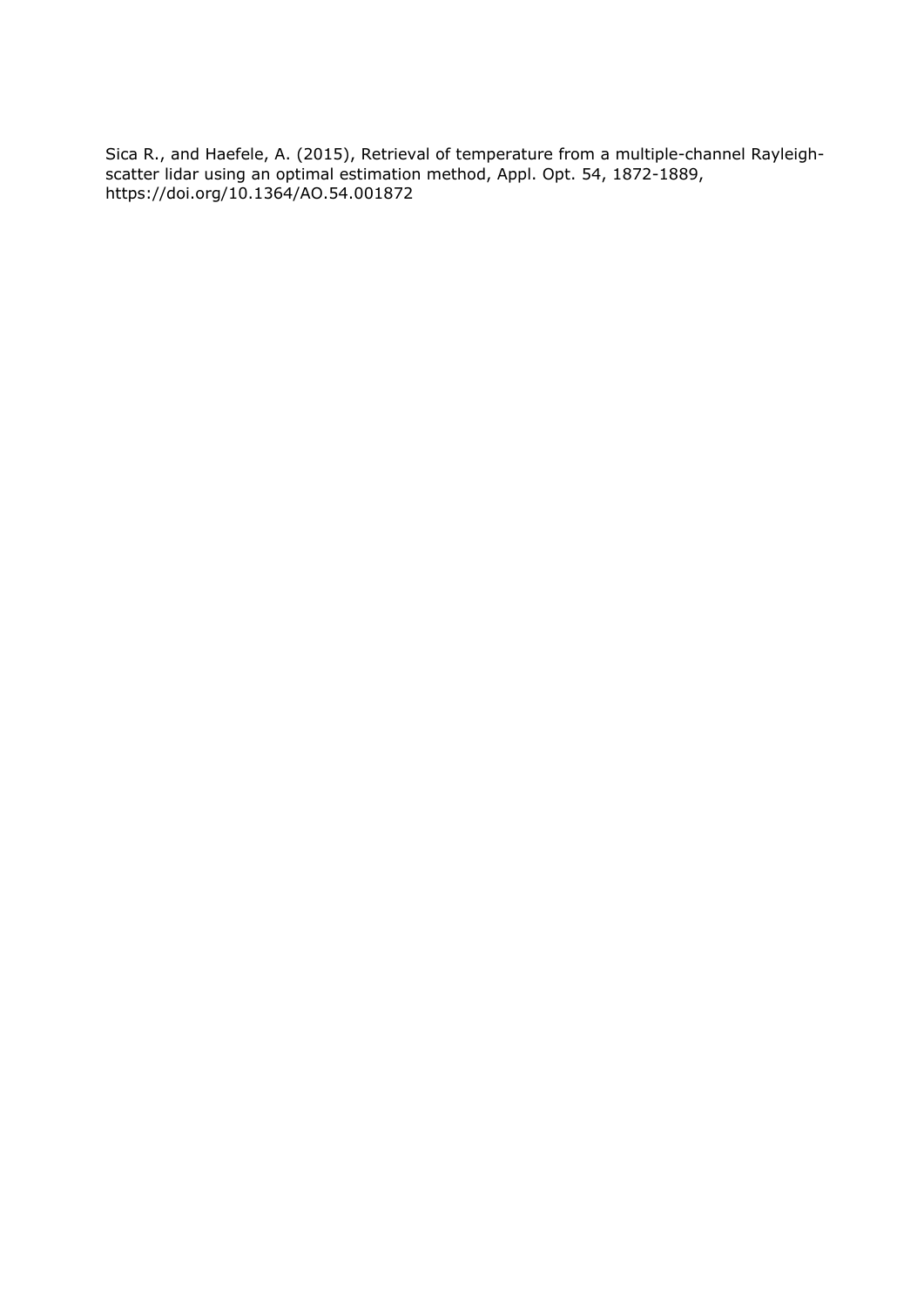Sica R., and Haefele, A. (2015), Retrieval of temperature from a multiple-channel Rayleigh-scatter lidar using an optimal estimation method, Appl. Opt. 54, 1872-1889, https://doi.org/10.1364/AO.54.001872